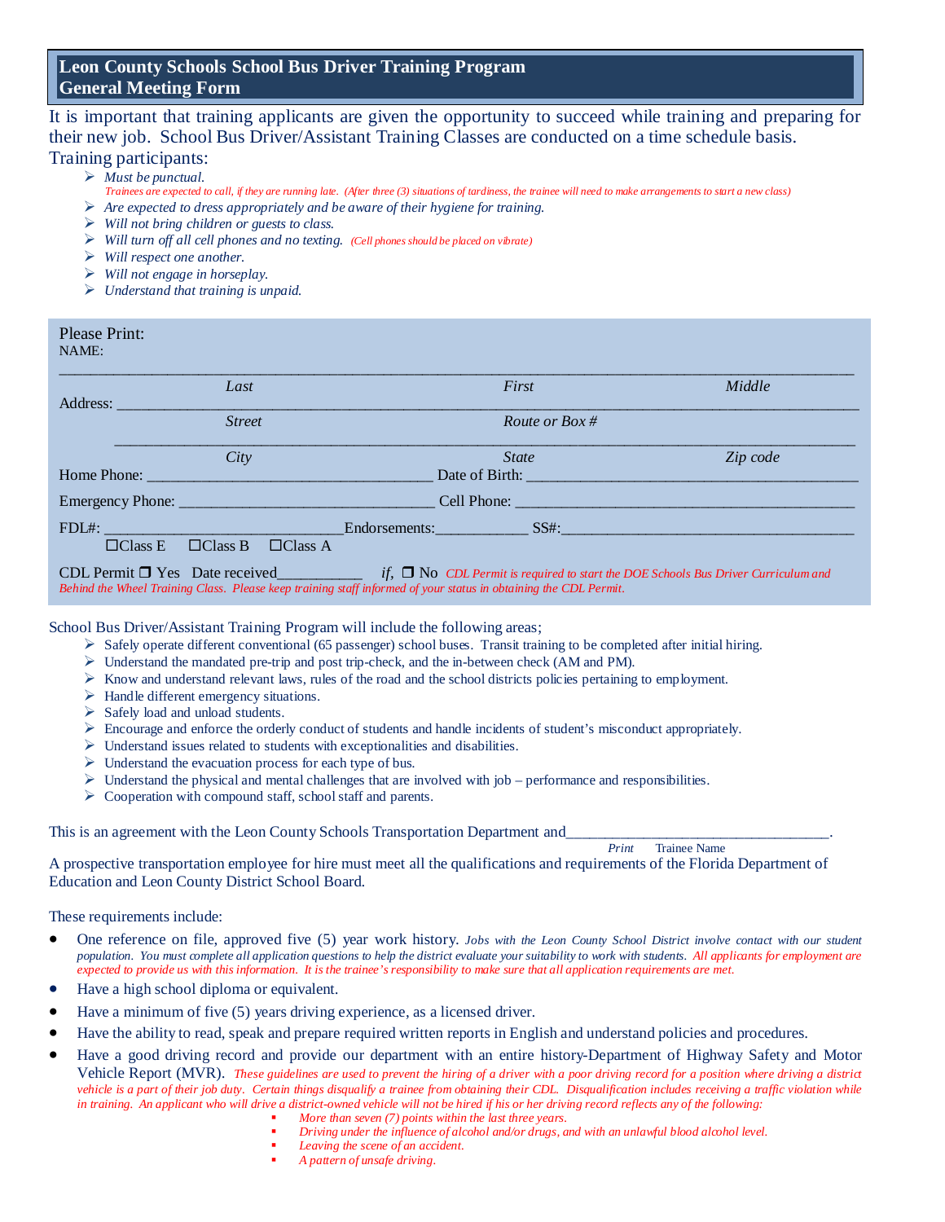# Leon County Schools School Bus Driver Training Program
# General Meeting Form

It is important that training applicants are given the opportunity to succeed while training and preparing for their new job. School Bus Driver/Assistant Training Classes are conducted on a time schedule basis. Training participants:

- *Must be punctual.*
  *Trainees are expected to call, if they are running late. (After three (3) situations of tardiness, the trainee will need to make arrangements to start a new class)*
- *Are expected to dress appropriately and be aware of their hygiene for training.*
- *Will not bring children or guests to class.*
- *Will turn off all cell phones and no texting.* *(Cell phones should be placed on vibrate)*
- *Will respect one another.*
- *Will not engage in horseplay.*
- *Understand that training is unpaid.*

Please Print:
NAME:

______________________________________________________________________________
*Last* *First* *Middle*

Address: ______________________________________________________________________
*Street* *Route or Box #*

______________________________________________________________________________
*City* *State* *Zip code*

Home Phone: ___________________________ Date of Birth: ______________________________

Emergency Phone: _________________________ Cell Phone: _________________________________

FDL#: _________________________Endorsements:__________ SS#:_______________________________

☐Class E ☐Class B ☐Class A

CDL Permit ❐ Yes Date received__________ *if,* ❐ No *CDL Permit is required to start the DOE Schools Bus Driver Curriculum and Behind the Wheel Training Class. Please keep training staff informed of your status in obtaining the CDL Permit.*

School Bus Driver/Assistant Training Program will include the following areas;

- Safely operate different conventional (65 passenger) school buses. Transit training to be completed after initial hiring.
- Understand the mandated pre-trip and post trip-check, and the in-between check (AM and PM).
- Know and understand relevant laws, rules of the road and the school districts policies pertaining to employment.
- Handle different emergency situations.
- Safely load and unload students.
- Encourage and enforce the orderly conduct of students and handle incidents of student's misconduct appropriately.
- Understand issues related to students with exceptionalities and disabilities.
- Understand the evacuation process for each type of bus.
- Understand the physical and mental challenges that are involved with job – performance and responsibilities.
- Cooperation with compound staff, school staff and parents.

This is an agreement with the Leon County Schools Transportation Department and________________________________.
*Print* Trainee Name

A prospective transportation employee for hire must meet all the qualifications and requirements of the Florida Department of Education and Leon County District School Board.

These requirements include:

- One reference on file, approved five (5) year work history. *Jobs with the Leon County School District involve contact with our student population. You must complete all application questions to help the district evaluate your suitability to work with students. All applicants for employment are expected to provide us with this information. It is the trainee's responsibility to make sure that all application requirements are met.*
- Have a high school diploma or equivalent.
- Have a minimum of five (5) years driving experience, as a licensed driver.
- Have the ability to read, speak and prepare required written reports in English and understand policies and procedures.
- Have a good driving record and provide our department with an entire history-Department of Highway Safety and Motor Vehicle Report (MVR). *These guidelines are used to prevent the hiring of a driver with a poor driving record for a position where driving a district vehicle is a part of their job duty. Certain things disqualify a trainee from obtaining their CDL. Disqualification includes receiving a traffic violation while in training. An applicant who will drive a district-owned vehicle will not be hired if his or her driving record reflects any of the following:*
  - *More than seven (7) points within the last three years.*
  - *Driving under the influence of alcohol and/or drugs, and with an unlawful blood alcohol level.*
  - *Leaving the scene of an accident.*
  - *A pattern of unsafe driving.*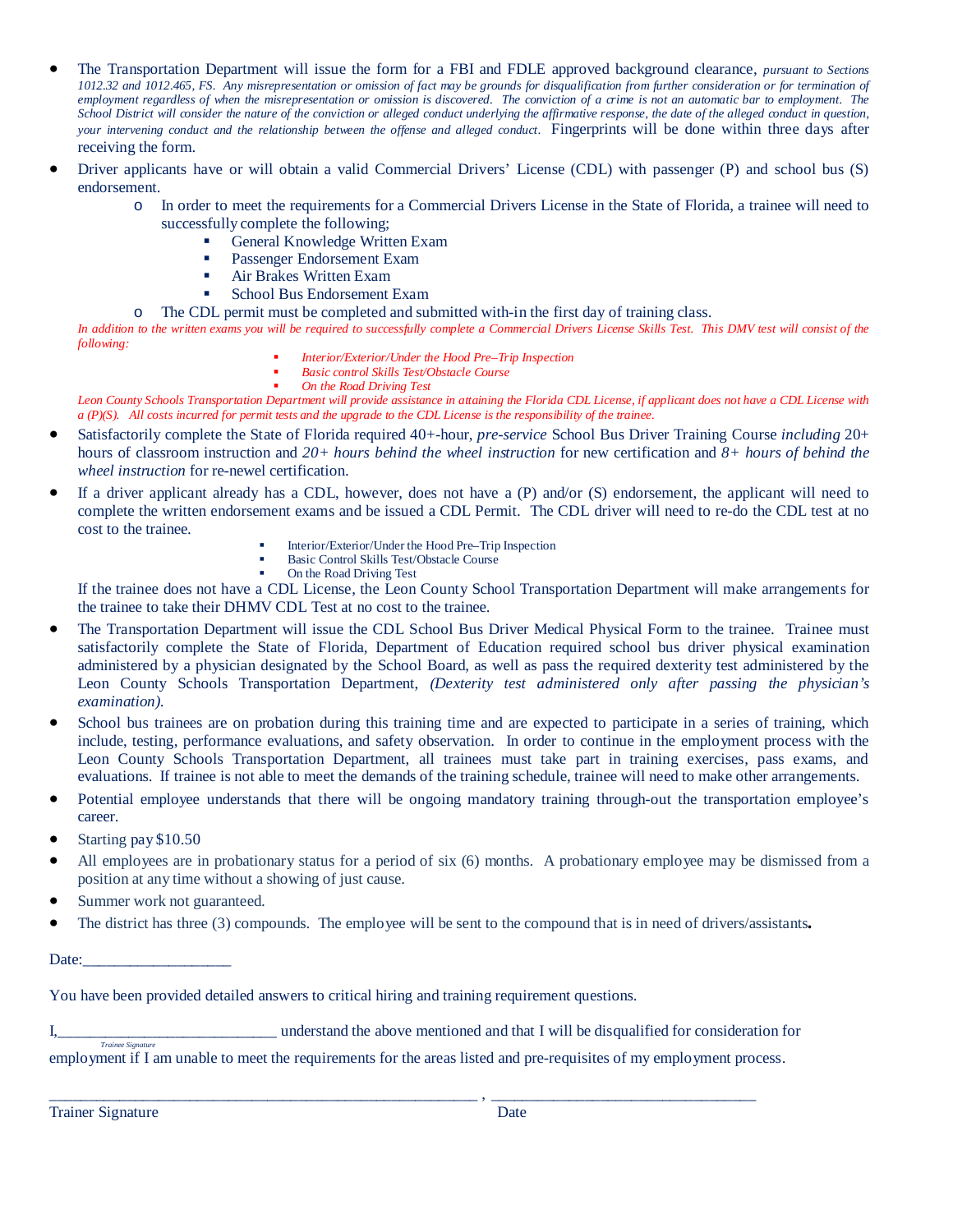- The Transportation Department will issue the form for a FBI and FDLE approved background clearance, *pursuant to Sections 1012.32 and 1012.465, FS. Any misrepresentation or omission of fact may be grounds for disqualification from further consideration or for termination of employment regardless of when the misrepresentation or omission is discovered. The conviction of a crime is not an automatic bar to employment. The School District will consider the nature of the conviction or alleged conduct underlying the affirmative response, the date of the alleged conduct in question, your intervening conduct and the relationship between the offense and alleged conduct.* Fingerprints will be done within three days after receiving the form.
- Driver applicants have or will obtain a valid Commercial Drivers' License (CDL) with passenger (P) and school bus (S) endorsement.
    - In order to meet the requirements for a Commercial Drivers License in the State of Florida, a trainee will need to successfully complete the following;
        - General Knowledge Written Exam
        - Passenger Endorsement Exam
        - Air Brakes Written Exam
        - School Bus Endorsement Exam
    - The CDL permit must be completed and submitted with-in the first day of training class.

*In addition to the written exams you will be required to successfully complete a Commercial Drivers License Skills Test. This DMV test will consist of the following:*

- *Interior/Exterior/Under the Hood Pre–Trip Inspection*
- *Basic control Skills Test/Obstacle Course*
- *On the Road Driving Test*

*Leon County Schools Transportation Department will provide assistance in attaining the Florida CDL License, if applicant does not have a CDL License with a (P)(S). All costs incurred for permit tests and the upgrade to the CDL License is the responsibility of the trainee.*

- Satisfactorily complete the State of Florida required 40+-hour, *pre-service* School Bus Driver Training Course *including* 20+ hours of classroom instruction and *20+ hours behind the wheel instruction* for new certification and *8+ hours of behind the wheel instruction* for re-newel certification.
- If a driver applicant already has a CDL, however, does not have a (P) and/or (S) endorsement, the applicant will need to complete the written endorsement exams and be issued a CDL Permit. The CDL driver will need to re-do the CDL test at no cost to the trainee.
    - Interior/Exterior/Under the Hood Pre–Trip Inspection
    - Basic Control Skills Test/Obstacle Course
    - On the Road Driving Test

  If the trainee does not have a CDL License, the Leon County School Transportation Department will make arrangements for the trainee to take their DHMV CDL Test at no cost to the trainee.
- The Transportation Department will issue the CDL School Bus Driver Medical Physical Form to the trainee. Trainee must satisfactorily complete the State of Florida, Department of Education required school bus driver physical examination administered by a physician designated by the School Board, as well as pass the required dexterity test administered by the Leon County Schools Transportation Department, *(Dexterity test administered only after passing the physician's examination).*
- School bus trainees are on probation during this training time and are expected to participate in a series of training, which include, testing, performance evaluations, and safety observation. In order to continue in the employment process with the Leon County Schools Transportation Department, all trainees must take part in training exercises, pass exams, and evaluations. If trainee is not able to meet the demands of the training schedule, trainee will need to make other arrangements.
- Potential employee understands that there will be ongoing mandatory training through-out the transportation employee's career.
- Starting pay $10.50
- All employees are in probationary status for a period of six (6) months. A probationary employee may be dismissed from a position at any time without a showing of just cause.
- Summer work not guaranteed.
- The district has three (3) compounds. The employee will be sent to the compound that is in need of drivers/assistants**.**

Date:__________________

You have been provided detailed answers to critical hiring and training requirement questions.

I,___________________________ understand the above mentioned and that I will be disqualified for consideration for
Trainee Signature
employment if I am unable to meet the requirements for the areas listed and pre-requisites of my employment process.

_______________________________________________________ , _________________________________
Trainer Signature Date